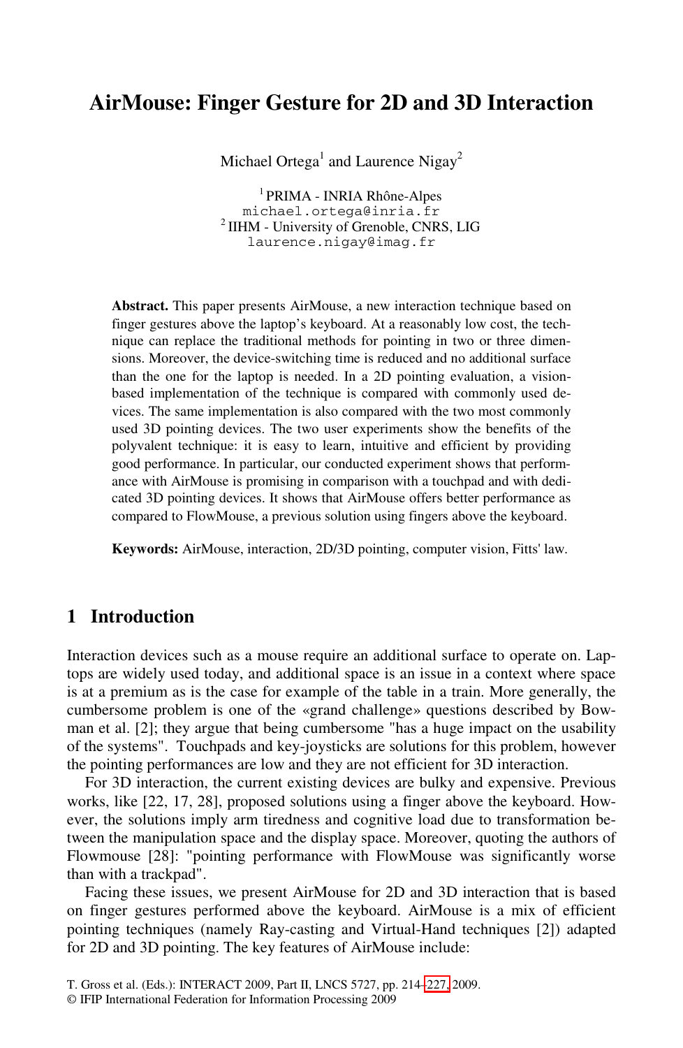# AirMouse: Finger Gesture for 2D and 3D Interaction

Michael Ortega[1] and Laurence Nigay[2]

[1] PRIMA - INRIA Rhône-Alpes
michael.ortega@inria.fr
[2] IIHM - University of Grenoble, CNRS, LIG
laurence.nigay@imag.fr

**Abstract.** This paper presents AirMouse, a new interaction technique based on finger gestures above the laptop's keyboard. At a reasonably low cost, the technique can replace the traditional methods for pointing in two or three dimensions. Moreover, the device-switching time is reduced and no additional surface than the one for the laptop is needed. In a 2D pointing evaluation, a vision-based implementation of the technique is compared with commonly used devices. The same implementation is also compared with the two most commonly used 3D pointing devices. The two user experiments show the benefits of the polyvalent technique: it is easy to learn, intuitive and efficient by providing good performance. In particular, our conducted experiment shows that performance with AirMouse is promising in comparison with a touchpad and with dedicated 3D pointing devices. It shows that AirMouse offers better performance as compared to FlowMouse, a previous solution using fingers above the keyboard.

**Keywords:** AirMouse, interaction, 2D/3D pointing, computer vision, Fitts' law.

## 1 Introduction

Interaction devices such as a mouse require an additional surface to operate on. Laptops are widely used today, and additional space is an issue in a context where space is at a premium as is the case for example of the table in a train. More generally, the cumbersome problem is one of the «grand challenge» questions described by Bowman et al. [2]; they argue that being cumbersome "has a huge impact on the usability of the systems". Touchpads and key-joysticks are solutions for this problem, however the pointing performances are low and they are not efficient for 3D interaction.

For 3D interaction, the current existing devices are bulky and expensive. Previous works, like [22, 17, 28], proposed solutions using a finger above the keyboard. However, the solutions imply arm tiredness and cognitive load due to transformation between the manipulation space and the display space. Moreover, quoting the authors of Flowmouse [28]: "pointing performance with FlowMouse was significantly worse than with a trackpad".

Facing these issues, we present AirMouse for 2D and 3D interaction that is based on finger gestures performed above the keyboard. AirMouse is a mix of efficient pointing techniques (namely Ray-casting and Virtual-Hand techniques [2]) adapted for 2D and 3D pointing. The key features of AirMouse include:

T. Gross et al. (Eds.): INTERACT 2009, Part II, LNCS 5727, pp. 214–227, 2009.
© IFIP International Federation for Information Processing 2009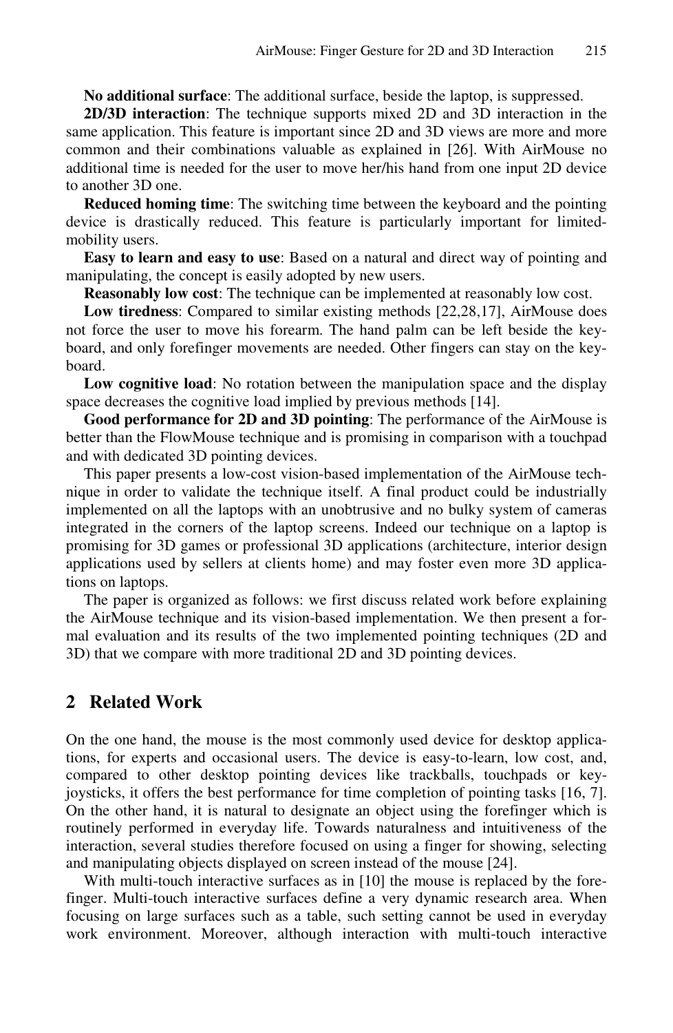**No additional surface**: The additional surface, beside the laptop, is suppressed.

**2D/3D interaction**: The technique supports mixed 2D and 3D interaction in the same application. This feature is important since 2D and 3D views are more and more common and their combinations valuable as explained in [26]. With AirMouse no additional time is needed for the user to move her/his hand from one input 2D device to another 3D one.

**Reduced homing time**: The switching time between the keyboard and the pointing device is drastically reduced. This feature is particularly important for limited-mobility users.

**Easy to learn and easy to use**: Based on a natural and direct way of pointing and manipulating, the concept is easily adopted by new users.

**Reasonably low cost**: The technique can be implemented at reasonably low cost.

**Low tiredness**: Compared to similar existing methods [22,28,17], AirMouse does not force the user to move his forearm. The hand palm can be left beside the keyboard, and only forefinger movements are needed. Other fingers can stay on the keyboard.

**Low cognitive load**: No rotation between the manipulation space and the display space decreases the cognitive load implied by previous methods [14].

**Good performance for 2D and 3D pointing**: The performance of the AirMouse is better than the FlowMouse technique and is promising in comparison with a touchpad and with dedicated 3D pointing devices.

This paper presents a low-cost vision-based implementation of the AirMouse technique in order to validate the technique itself. A final product could be industrially implemented on all the laptops with an unobtrusive and no bulky system of cameras integrated in the corners of the laptop screens. Indeed our technique on a laptop is promising for 3D games or professional 3D applications (architecture, interior design applications used by sellers at clients home) and may foster even more 3D applications on laptops.

The paper is organized as follows: we first discuss related work before explaining the AirMouse technique and its vision-based implementation. We then present a formal evaluation and its results of the two implemented pointing techniques (2D and 3D) that we compare with more traditional 2D and 3D pointing devices.

## 2 Related Work

On the one hand, the mouse is the most commonly used device for desktop applications, for experts and occasional users. The device is easy-to-learn, low cost, and, compared to other desktop pointing devices like trackballs, touchpads or key-joysticks, it offers the best performance for time completion of pointing tasks [16, 7]. On the other hand, it is natural to designate an object using the forefinger which is routinely performed in everyday life. Towards naturalness and intuitiveness of the interaction, several studies therefore focused on using a finger for showing, selecting and manipulating objects displayed on screen instead of the mouse [24].

With multi-touch interactive surfaces as in [10] the mouse is replaced by the forefinger. Multi-touch interactive surfaces define a very dynamic research area. When focusing on large surfaces such as a table, such setting cannot be used in everyday work environment. Moreover, although interaction with multi-touch interactive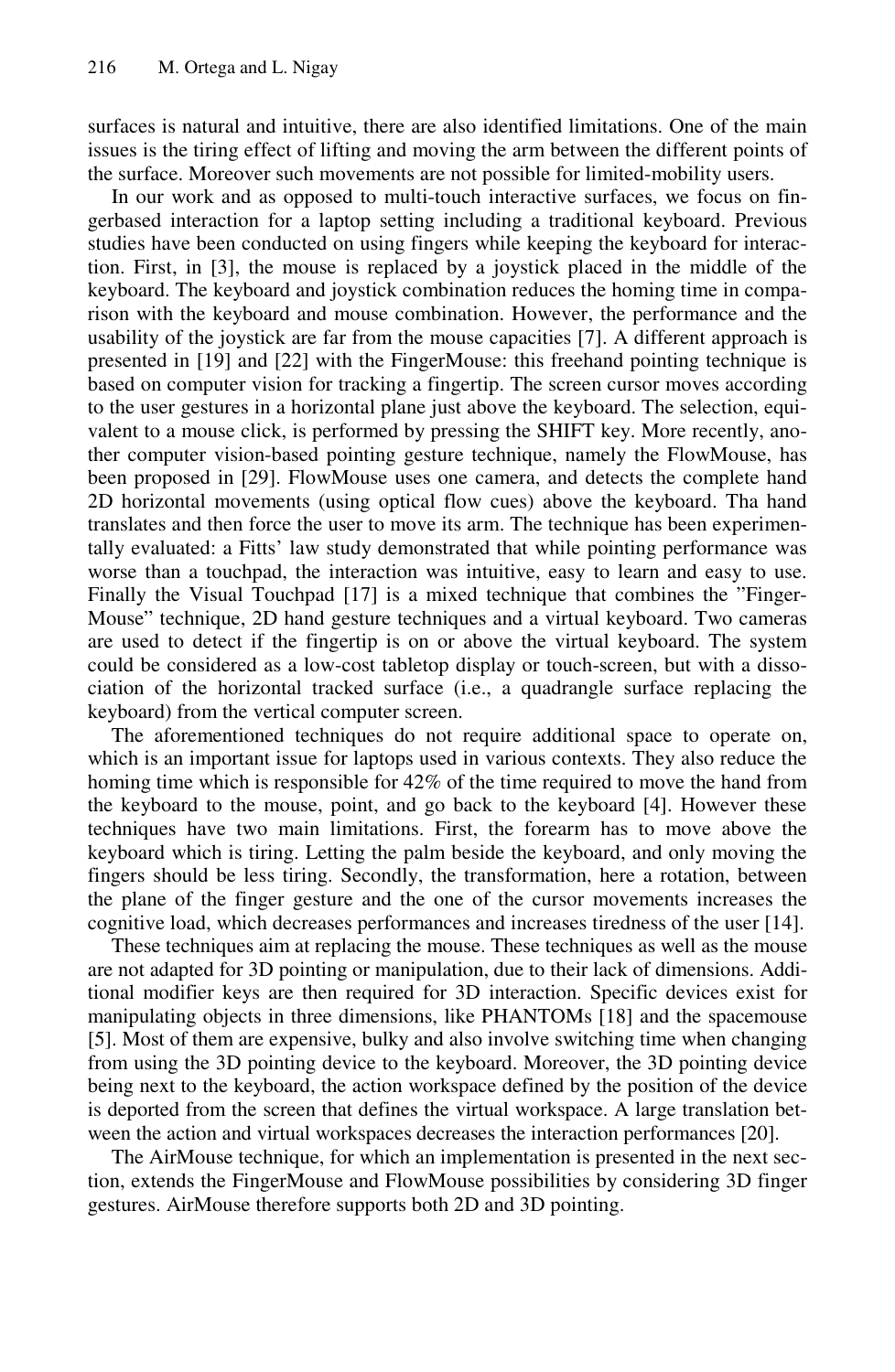surfaces is natural and intuitive, there are also identified limitations. One of the main issues is the tiring effect of lifting and moving the arm between the different points of the surface. Moreover such movements are not possible for limited-mobility users.

In our work and as opposed to multi-touch interactive surfaces, we focus on fingerbased interaction for a laptop setting including a traditional keyboard. Previous studies have been conducted on using fingers while keeping the keyboard for interaction. First, in [3], the mouse is replaced by a joystick placed in the middle of the keyboard. The keyboard and joystick combination reduces the homing time in comparison with the keyboard and mouse combination. However, the performance and the usability of the joystick are far from the mouse capacities [7]. A different approach is presented in [19] and [22] with the FingerMouse: this freehand pointing technique is based on computer vision for tracking a fingertip. The screen cursor moves according to the user gestures in a horizontal plane just above the keyboard. The selection, equivalent to a mouse click, is performed by pressing the SHIFT key. More recently, another computer vision-based pointing gesture technique, namely the FlowMouse, has been proposed in [29]. FlowMouse uses one camera, and detects the complete hand 2D horizontal movements (using optical flow cues) above the keyboard. Tha hand translates and then force the user to move its arm. The technique has been experimentally evaluated: a Fitts' law study demonstrated that while pointing performance was worse than a touchpad, the interaction was intuitive, easy to learn and easy to use. Finally the Visual Touchpad [17] is a mixed technique that combines the "Finger-Mouse" technique, 2D hand gesture techniques and a virtual keyboard. Two cameras are used to detect if the fingertip is on or above the virtual keyboard. The system could be considered as a low-cost tabletop display or touch-screen, but with a dissociation of the horizontal tracked surface (i.e., a quadrangle surface replacing the keyboard) from the vertical computer screen.

The aforementioned techniques do not require additional space to operate on, which is an important issue for laptops used in various contexts. They also reduce the homing time which is responsible for 42% of the time required to move the hand from the keyboard to the mouse, point, and go back to the keyboard [4]. However these techniques have two main limitations. First, the forearm has to move above the keyboard which is tiring. Letting the palm beside the keyboard, and only moving the fingers should be less tiring. Secondly, the transformation, here a rotation, between the plane of the finger gesture and the one of the cursor movements increases the cognitive load, which decreases performances and increases tiredness of the user [14].

These techniques aim at replacing the mouse. These techniques as well as the mouse are not adapted for 3D pointing or manipulation, due to their lack of dimensions. Additional modifier keys are then required for 3D interaction. Specific devices exist for manipulating objects in three dimensions, like PHANTOMs [18] and the spacemouse [5]. Most of them are expensive, bulky and also involve switching time when changing from using the 3D pointing device to the keyboard. Moreover, the 3D pointing device being next to the keyboard, the action workspace defined by the position of the device is deported from the screen that defines the virtual workspace. A large translation between the action and virtual workspaces decreases the interaction performances [20].

The AirMouse technique, for which an implementation is presented in the next section, extends the FingerMouse and FlowMouse possibilities by considering 3D finger gestures. AirMouse therefore supports both 2D and 3D pointing.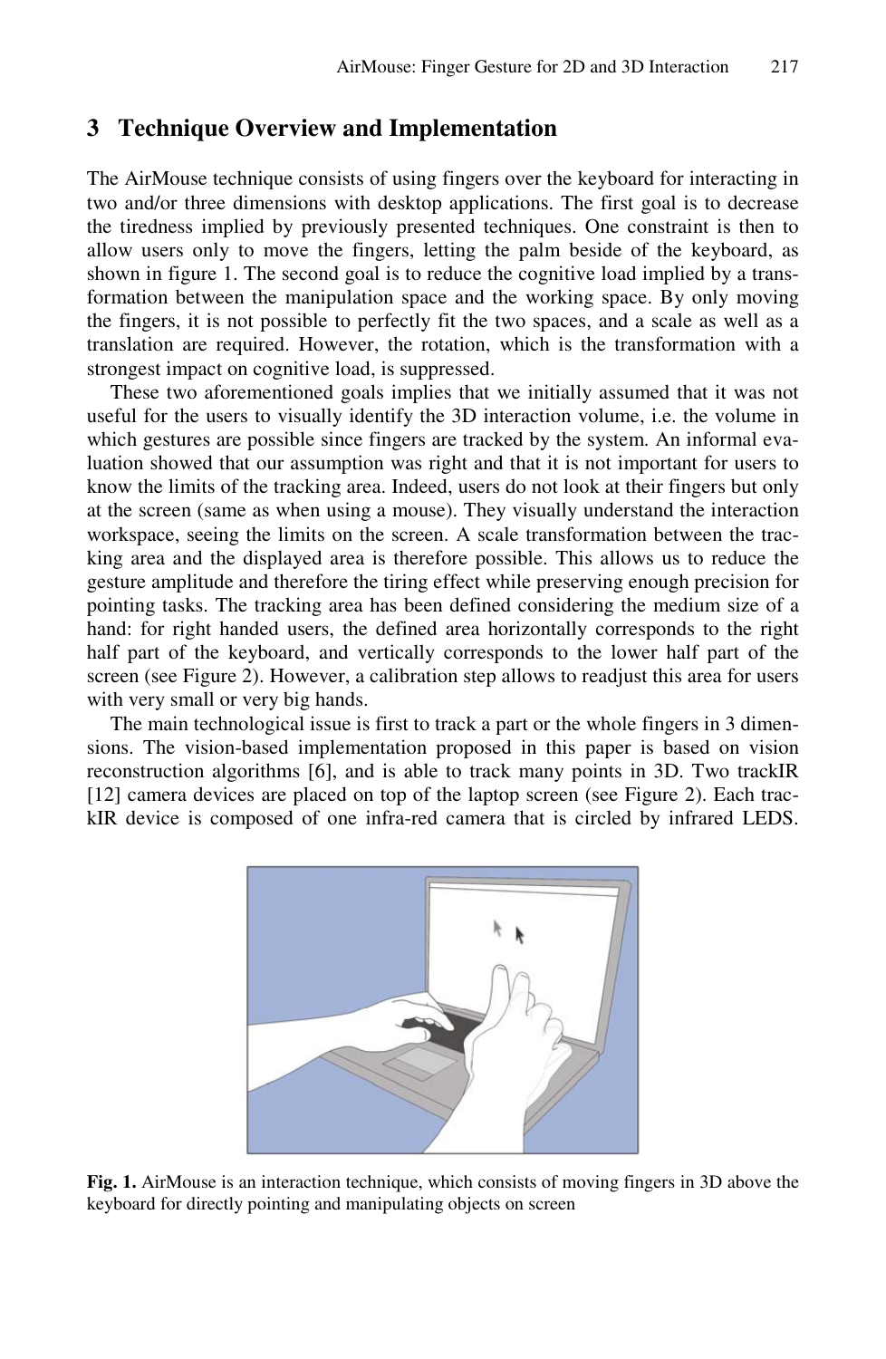## 3 Technique Overview and Implementation

The AirMouse technique consists of using fingers over the keyboard for interacting in two and/or three dimensions with desktop applications. The first goal is to decrease the tiredness implied by previously presented techniques. One constraint is then to allow users only to move the fingers, letting the palm beside of the keyboard, as shown in figure 1. The second goal is to reduce the cognitive load implied by a transformation between the manipulation space and the working space. By only moving the fingers, it is not possible to perfectly fit the two spaces, and a scale as well as a translation are required. However, the rotation, which is the transformation with a strongest impact on cognitive load, is suppressed.

These two aforementioned goals implies that we initially assumed that it was not useful for the users to visually identify the 3D interaction volume, i.e. the volume in which gestures are possible since fingers are tracked by the system. An informal evaluation showed that our assumption was right and that it is not important for users to know the limits of the tracking area. Indeed, users do not look at their fingers but only at the screen (same as when using a mouse). They visually understand the interaction workspace, seeing the limits on the screen. A scale transformation between the tracking area and the displayed area is therefore possible. This allows us to reduce the gesture amplitude and therefore the tiring effect while preserving enough precision for pointing tasks. The tracking area has been defined considering the medium size of a hand: for right handed users, the defined area horizontally corresponds to the right half part of the keyboard, and vertically corresponds to the lower half part of the screen (see Figure 2). However, a calibration step allows to readjust this area for users with very small or very big hands.

The main technological issue is first to track a part or the whole fingers in 3 dimensions. The vision-based implementation proposed in this paper is based on vision reconstruction algorithms [6], and is able to track many points in 3D. Two trackIR [12] camera devices are placed on top of the laptop screen (see Figure 2). Each trackIR device is composed of one infra-red camera that is circled by infrared LEDS.

**Fig. 1.** AirMouse is an interaction technique, which consists of moving fingers in 3D above the keyboard for directly pointing and manipulating objects on screen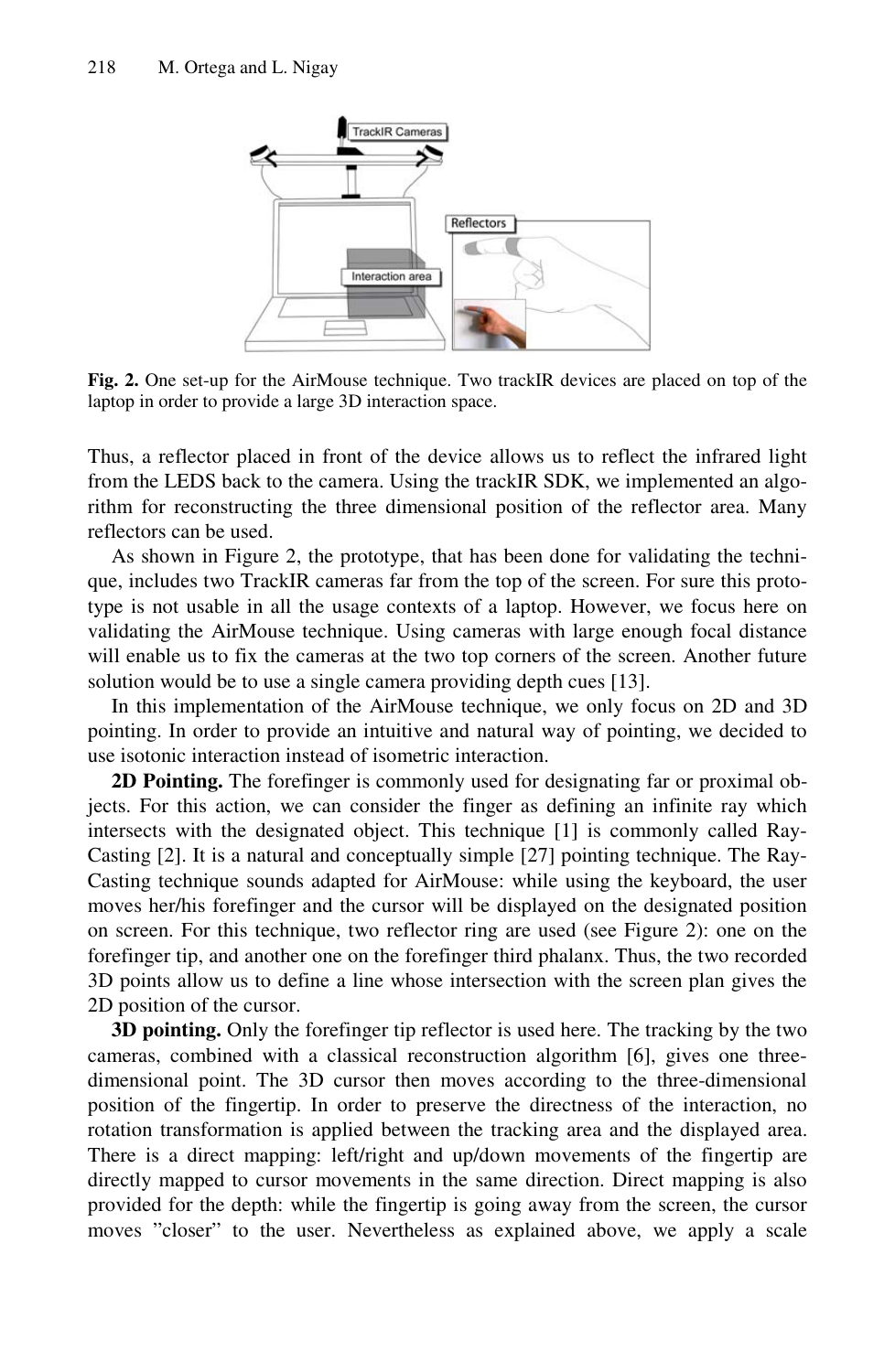TrackIR Cameras

Reflectors

Interaction area

**Fig. 2.** One set-up for the AirMouse technique. Two trackIR devices are placed on top of the laptop in order to provide a large 3D interaction space.

Thus, a reflector placed in front of the device allows us to reflect the infrared light from the LEDS back to the camera. Using the trackIR SDK, we implemented an algorithm for reconstructing the three dimensional position of the reflector area. Many reflectors can be used.

As shown in Figure 2, the prototype, that has been done for validating the technique, includes two TrackIR cameras far from the top of the screen. For sure this prototype is not usable in all the usage contexts of a laptop. However, we focus here on validating the AirMouse technique. Using cameras with large enough focal distance will enable us to fix the cameras at the two top corners of the screen. Another future solution would be to use a single camera providing depth cues [13].

In this implementation of the AirMouse technique, we only focus on 2D and 3D pointing. In order to provide an intuitive and natural way of pointing, we decided to use isotonic interaction instead of isometric interaction.

**2D Pointing.** The forefinger is commonly used for designating far or proximal objects. For this action, we can consider the finger as defining an infinite ray which intersects with the designated object. This technique [1] is commonly called Ray-Casting [2]. It is a natural and conceptually simple [27] pointing technique. The Ray-Casting technique sounds adapted for AirMouse: while using the keyboard, the user moves her/his forefinger and the cursor will be displayed on the designated position on screen. For this technique, two reflector ring are used (see Figure 2): one on the forefinger tip, and another one on the forefinger third phalanx. Thus, the two recorded 3D points allow us to define a line whose intersection with the screen plan gives the 2D position of the cursor.

**3D pointing.** Only the forefinger tip reflector is used here. The tracking by the two cameras, combined with a classical reconstruction algorithm [6], gives one three-dimensional point. The 3D cursor then moves according to the three-dimensional position of the fingertip. In order to preserve the directness of the interaction, no rotation transformation is applied between the tracking area and the displayed area. There is a direct mapping: left/right and up/down movements of the fingertip are directly mapped to cursor movements in the same direction. Direct mapping is also provided for the depth: while the fingertip is going away from the screen, the cursor moves "closer" to the user. Nevertheless as explained above, we apply a scale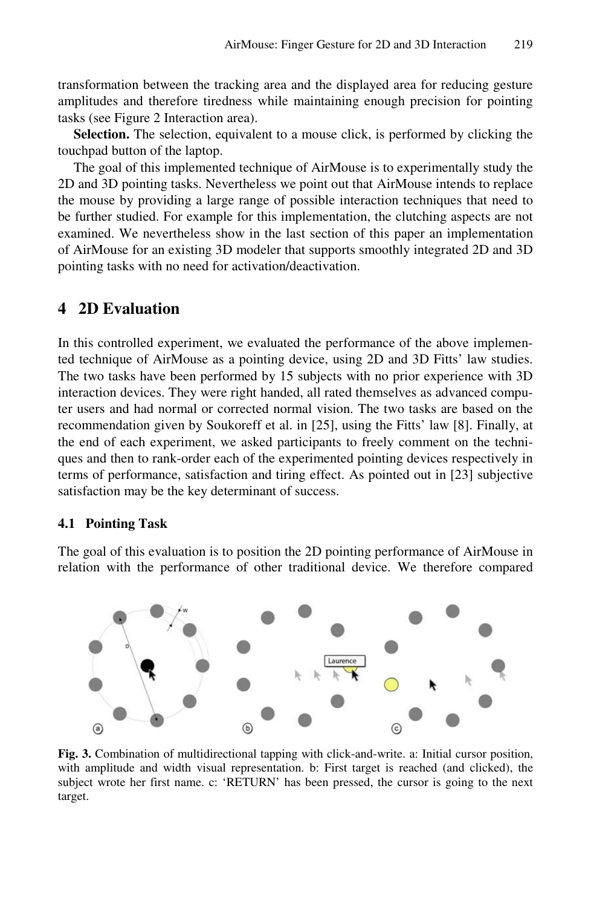transformation between the tracking area and the displayed area for reducing gesture amplitudes and therefore tiredness while maintaining enough precision for pointing tasks (see Figure 2 Interaction area).

**Selection.** The selection, equivalent to a mouse click, is performed by clicking the touchpad button of the laptop.

The goal of this implemented technique of AirMouse is to experimentally study the 2D and 3D pointing tasks. Nevertheless we point out that AirMouse intends to replace the mouse by providing a large range of possible interaction techniques that need to be further studied. For example for this implementation, the clutching aspects are not examined. We nevertheless show in the last section of this paper an implementation of AirMouse for an existing 3D modeler that supports smoothly integrated 2D and 3D pointing tasks with no need for activation/deactivation.

## 4 2D Evaluation

In this controlled experiment, we evaluated the performance of the above implemented technique of AirMouse as a pointing device, using 2D and 3D Fitts' law studies. The two tasks have been performed by 15 subjects with no prior experience with 3D interaction devices. They were right handed, all rated themselves as advanced computer users and had normal or corrected normal vision. The two tasks are based on the recommendation given by Soukoreff et al. in [25], using the Fitts' law [8]. Finally, at the end of each experiment, we asked participants to freely comment on the techniques and then to rank-order each of the experimented pointing devices respectively in terms of performance, satisfaction and tiring effect. As pointed out in [23] subjective satisfaction may be the key determinant of success.

### 4.1 Pointing Task

The goal of this evaluation is to position the 2D pointing performance of AirMouse in relation with the performance of other traditional device. We therefore compared

**Fig. 3.** Combination of multidirectional tapping with click-and-write. a: Initial cursor position, with amplitude and width visual representation. b: First target is reached (and clicked), the subject wrote her first name. c: 'RETURN' has been pressed, the cursor is going to the next target.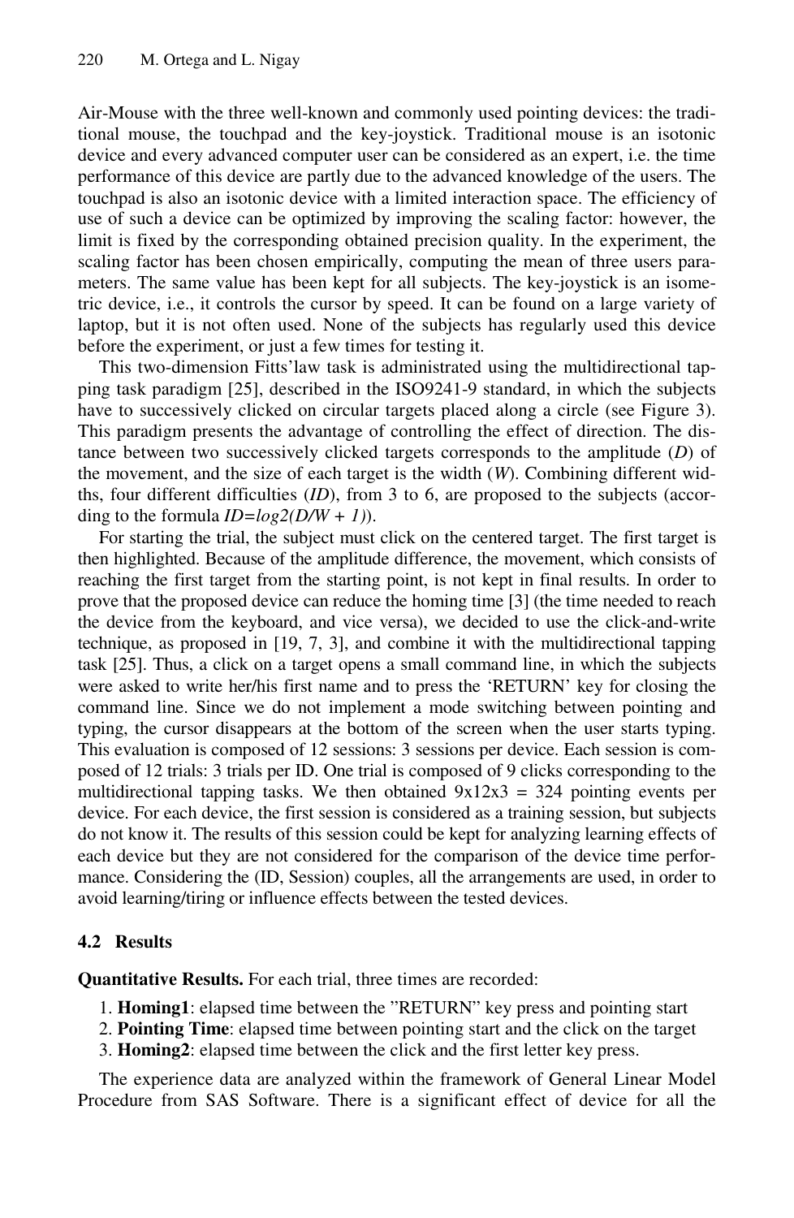Air-Mouse with the three well-known and commonly used pointing devices: the traditional mouse, the touchpad and the key-joystick. Traditional mouse is an isotonic device and every advanced computer user can be considered as an expert, i.e. the time performance of this device are partly due to the advanced knowledge of the users. The touchpad is also an isotonic device with a limited interaction space. The efficiency of use of such a device can be optimized by improving the scaling factor: however, the limit is fixed by the corresponding obtained precision quality. In the experiment, the scaling factor has been chosen empirically, computing the mean of three users parameters. The same value has been kept for all subjects. The key-joystick is an isometric device, i.e., it controls the cursor by speed. It can be found on a large variety of laptop, but it is not often used. None of the subjects has regularly used this device before the experiment, or just a few times for testing it.

This two-dimension Fitts'law task is administrated using the multidirectional tapping task paradigm [25], described in the ISO9241-9 standard, in which the subjects have to successively clicked on circular targets placed along a circle (see Figure 3). This paradigm presents the advantage of controlling the effect of direction. The distance between two successively clicked targets corresponds to the amplitude (*D*) of the movement, and the size of each target is the width (*W*). Combining different widths, four different difficulties (*ID*), from 3 to 6, are proposed to the subjects (according to the formula $ID=log2(D/W + 1)$).

For starting the trial, the subject must click on the centered target. The first target is then highlighted. Because of the amplitude difference, the movement, which consists of reaching the first target from the starting point, is not kept in final results. In order to prove that the proposed device can reduce the homing time [3] (the time needed to reach the device from the keyboard, and vice versa), we decided to use the click-and-write technique, as proposed in [19, 7, 3], and combine it with the multidirectional tapping task [25]. Thus, a click on a target opens a small command line, in which the subjects were asked to write her/his first name and to press the 'RETURN' key for closing the command line. Since we do not implement a mode switching between pointing and typing, the cursor disappears at the bottom of the screen when the user starts typing. This evaluation is composed of 12 sessions: 3 sessions per device. Each session is composed of 12 trials: 3 trials per ID. One trial is composed of 9 clicks corresponding to the multidirectional tapping tasks. We then obtained 9x12x3 = 324 pointing events per device. For each device, the first session is considered as a training session, but subjects do not know it. The results of this session could be kept for analyzing learning effects of each device but they are not considered for the comparison of the device time performance. Considering the (ID, Session) couples, all the arrangements are used, in order to avoid learning/tiring or influence effects between the tested devices.

### 4.2 Results

**Quantitative Results.** For each trial, three times are recorded:

1. **Homing1**: elapsed time between the "RETURN" key press and pointing start
2. **Pointing Time**: elapsed time between pointing start and the click on the target
3. **Homing2**: elapsed time between the click and the first letter key press.

The experience data are analyzed within the framework of General Linear Model Procedure from SAS Software. There is a significant effect of device for all the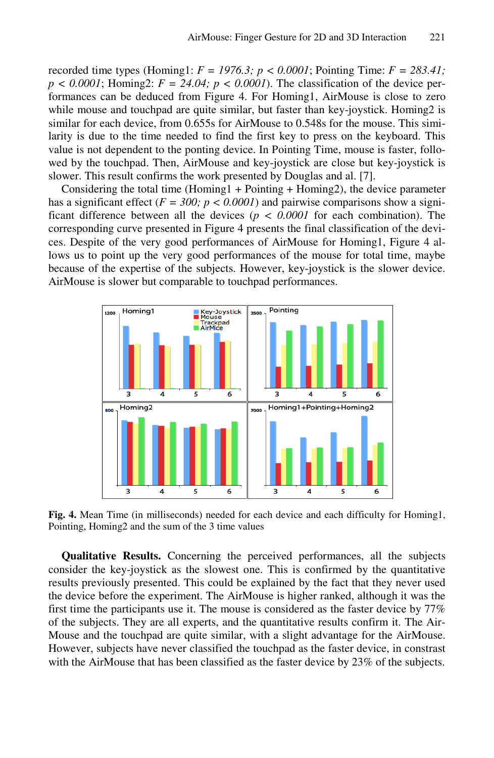recorded time types (Homing1: $F = 1976.3$; $p < 0.0001$; Pointing Time: $F = 283.41$; $p < 0.0001$; Homing2: $F = 24.04$; $p < 0.0001$). The classification of the device performances can be deduced from Figure 4. For Homing1, AirMouse is close to zero while mouse and touchpad are quite similar, but faster than key-joystick. Homing2 is similar for each device, from 0.655s for AirMouse to 0.548s for the mouse. This similarity is due to the time needed to find the first key to press on the keyboard. This value is not dependent to the ponting device. In Pointing Time, mouse is faster, followed by the touchpad. Then, AirMouse and key-joystick are close but key-joystick is slower. This result confirms the work presented by Douglas and al. [7].

Considering the total time (Homing1 + Pointing + Homing2), the device parameter has a significant effect ($F = 300$; $p < 0.0001$) and pairwise comparisons show a significant difference between all the devices ($p < 0.0001$ for each combination). The corresponding curve presented in Figure 4 presents the final classification of the devices. Despite of the very good performances of AirMouse for Homing1, Figure 4 allows us to point up the very good performances of the mouse for total time, maybe because of the expertise of the subjects. However, key-joystick is the slower device. AirMouse is slower but comparable to touchpad performances.

Homing1
1200
Key-Joystick
Mouse
Trackpad
AirMice
3 4 5 6

Pointing
3500
3 4 5 6

Homing2
800
3 4 5 6

Homing1+Pointing+Homing2
7000
3 4 5 6

**Fig. 4.** Mean Time (in milliseconds) needed for each device and each difficulty for Homing1, Pointing, Homing2 and the sum of the 3 time values

**Qualitative Results.** Concerning the perceived performances, all the subjects consider the key-joystick as the slowest one. This is confirmed by the quantitative results previously presented. This could be explained by the fact that they never used the device before the experiment. The AirMouse is higher ranked, although it was the first time the participants use it. The mouse is considered as the faster device by 77% of the subjects. They are all experts, and the quantitative results confirm it. The AirMouse and the touchpad are quite similar, with a slight advantage for the AirMouse. However, subjects have never classified the touchpad as the faster device, in constrast with the AirMouse that has been classified as the faster device by 23% of the subjects.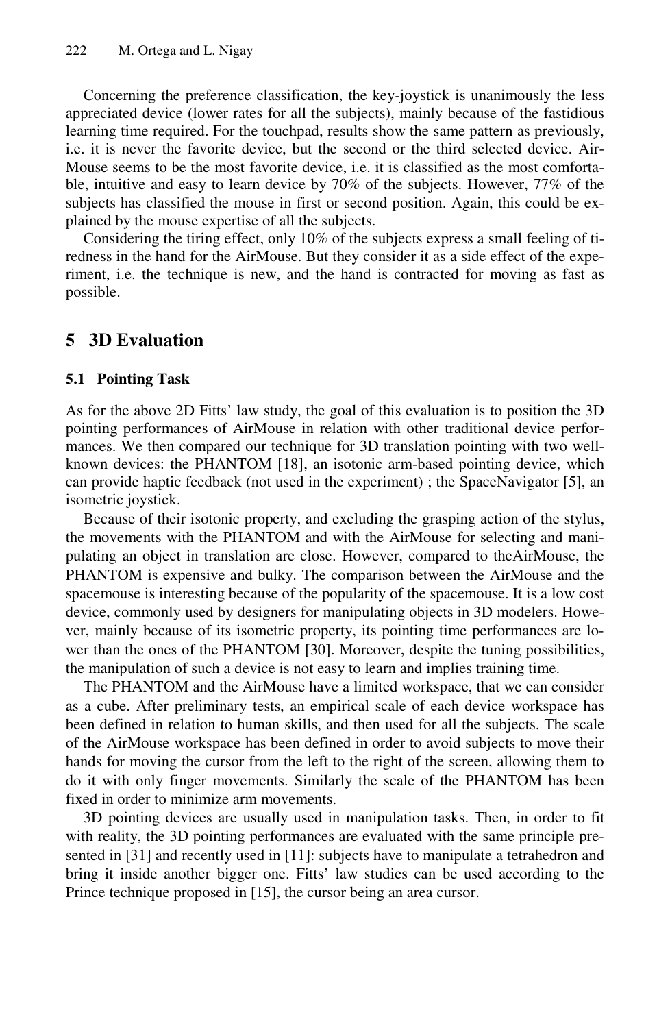Concerning the preference classification, the key-joystick is unanimously the less appreciated device (lower rates for all the subjects), mainly because of the fastidious learning time required. For the touchpad, results show the same pattern as previously, i.e. it is never the favorite device, but the second or the third selected device. AirMouse seems to be the most favorite device, i.e. it is classified as the most comfortable, intuitive and easy to learn device by 70% of the subjects. However, 77% of the subjects has classified the mouse in first or second position. Again, this could be explained by the mouse expertise of all the subjects.

Considering the tiring effect, only 10% of the subjects express a small feeling of tiredness in the hand for the AirMouse. But they consider it as a side effect of the experiment, i.e. the technique is new, and the hand is contracted for moving as fast as possible.

## 5 3D Evaluation

### 5.1 Pointing Task

As for the above 2D Fitts' law study, the goal of this evaluation is to position the 3D pointing performances of AirMouse in relation with other traditional device performances. We then compared our technique for 3D translation pointing with two well-known devices: the PHANTOM [18], an isotonic arm-based pointing device, which can provide haptic feedback (not used in the experiment) ; the SpaceNavigator [5], an isometric joystick.

Because of their isotonic property, and excluding the grasping action of the stylus, the movements with the PHANTOM and with the AirMouse for selecting and manipulating an object in translation are close. However, compared to theAirMouse, the PHANTOM is expensive and bulky. The comparison between the AirMouse and the spacemouse is interesting because of the popularity of the spacemouse. It is a low cost device, commonly used by designers for manipulating objects in 3D modelers. However, mainly because of its isometric property, its pointing time performances are lower than the ones of the PHANTOM [30]. Moreover, despite the tuning possibilities, the manipulation of such a device is not easy to learn and implies training time.

The PHANTOM and the AirMouse have a limited workspace, that we can consider as a cube. After preliminary tests, an empirical scale of each device workspace has been defined in relation to human skills, and then used for all the subjects. The scale of the AirMouse workspace has been defined in order to avoid subjects to move their hands for moving the cursor from the left to the right of the screen, allowing them to do it with only finger movements. Similarly the scale of the PHANTOM has been fixed in order to minimize arm movements.

3D pointing devices are usually used in manipulation tasks. Then, in order to fit with reality, the 3D pointing performances are evaluated with the same principle presented in [31] and recently used in [11]: subjects have to manipulate a tetrahedron and bring it inside another bigger one. Fitts' law studies can be used according to the Prince technique proposed in [15], the cursor being an area cursor.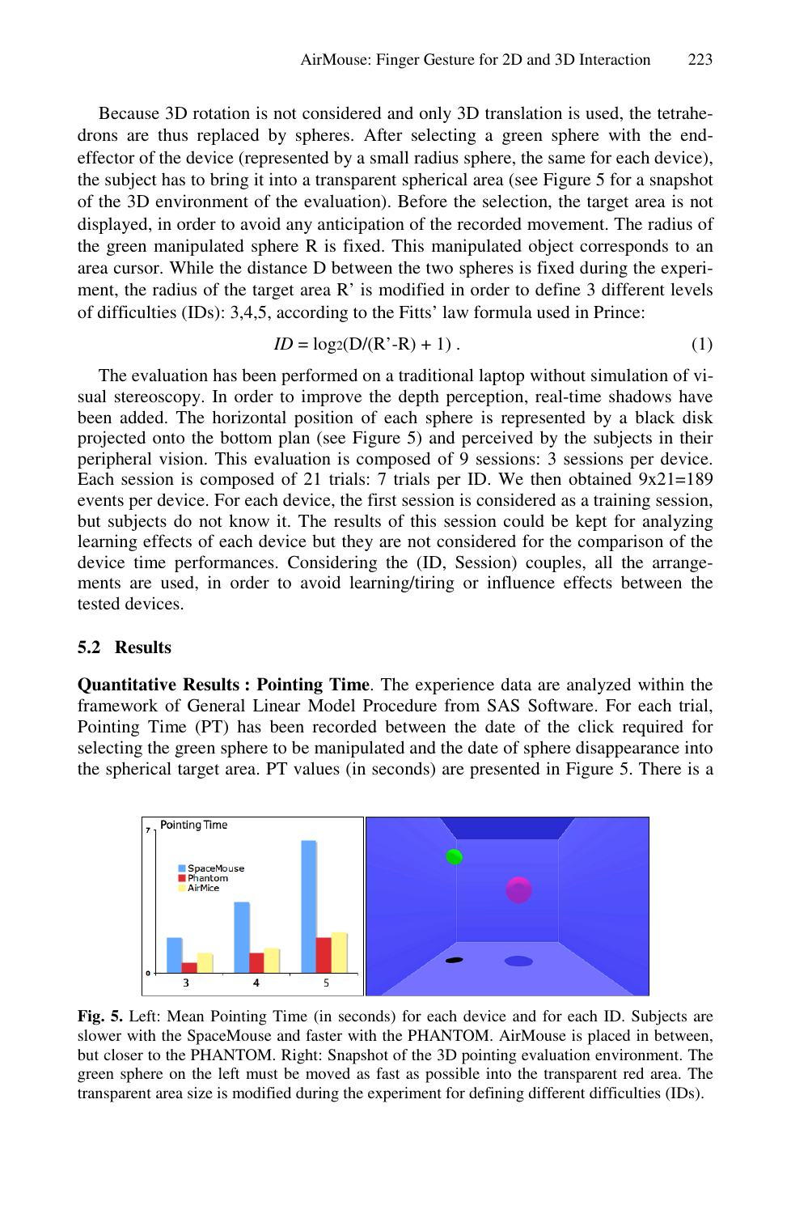Because 3D rotation is not considered and only 3D translation is used, the tetrahedrons are thus replaced by spheres. After selecting a green sphere with the end-effector of the device (represented by a small radius sphere, the same for each device), the subject has to bring it into a transparent spherical area (see Figure 5 for a snapshot of the 3D environment of the evaluation). Before the selection, the target area is not displayed, in order to avoid any anticipation of the recorded movement. The radius of the green manipulated sphere R is fixed. This manipulated object corresponds to an area cursor. While the distance D between the two spheres is fixed during the experiment, the radius of the target area R' is modified in order to define 3 different levels of difficulties (IDs): 3,4,5, according to the Fitts' law formula used in Prince:

$$ID = \log_2(D/(R'-R) + 1) . \tag{1}$$

The evaluation has been performed on a traditional laptop without simulation of visual stereoscopy. In order to improve the depth perception, real-time shadows have been added. The horizontal position of each sphere is represented by a black disk projected onto the bottom plan (see Figure 5) and perceived by the subjects in their peripheral vision. This evaluation is composed of 9 sessions: 3 sessions per device. Each session is composed of 21 trials: 7 trials per ID. We then obtained 9x21=189 events per device. For each device, the first session is considered as a training session, but subjects do not know it. The results of this session could be kept for analyzing learning effects of each device but they are not considered for the comparison of the device time performances. Considering the (ID, Session) couples, all the arrangements are used, in order to avoid learning/tiring or influence effects between the tested devices.

## 5.2 Results

**Quantitative Results : Pointing Time**. The experience data are analyzed within the framework of General Linear Model Procedure from SAS Software. For each trial, Pointing Time (PT) has been recorded between the date of the click required for selecting the green sphere to be manipulated and the date of sphere disappearance into the spherical target area. PT values (in seconds) are presented in Figure 5. There is a

Pointing Time
7
0
SpaceMouse
Phantom
AirMice
3
4
5

**Fig. 5.** Left: Mean Pointing Time (in seconds) for each device and for each ID. Subjects are slower with the SpaceMouse and faster with the PHANTOM. AirMouse is placed in between, but closer to the PHANTOM. Right: Snapshot of the 3D pointing evaluation environment. The green sphere on the left must be moved as fast as possible into the transparent red area. The transparent area size is modified during the experiment for defining different difficulties (IDs).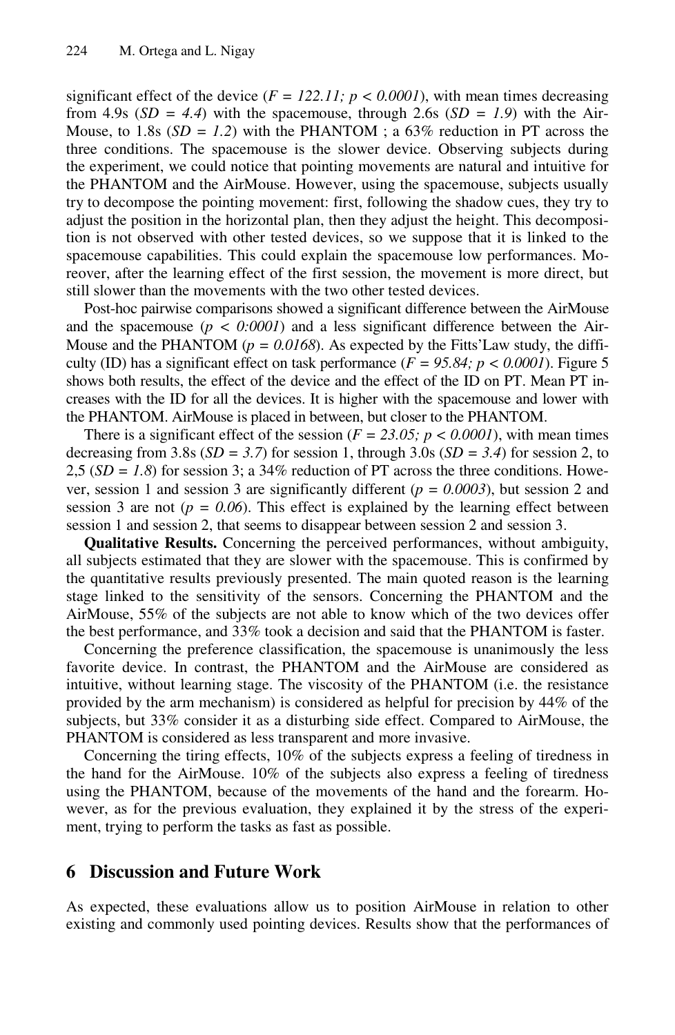significant effect of the device (*$F = 122.11$; $p < 0.0001$*), with mean times decreasing from 4.9s (*$SD = 4.4$*) with the spacemouse, through 2.6s (*$SD = 1.9$*) with the AirMouse, to 1.8s (*$SD = 1.2$*) with the PHANTOM ; a 63% reduction in PT across the three conditions. The spacemouse is the slower device. Observing subjects during the experiment, we could notice that pointing movements are natural and intuitive for the PHANTOM and the AirMouse. However, using the spacemouse, subjects usually try to decompose the pointing movement: first, following the shadow cues, they try to adjust the position in the horizontal plan, then they adjust the height. This decomposition is not observed with other tested devices, so we suppose that it is linked to the spacemouse capabilities. This could explain the spacemouse low performances. Moreover, after the learning effect of the first session, the movement is more direct, but still slower than the movements with the two other tested devices.

Post-hoc pairwise comparisons showed a significant difference between the AirMouse and the spacemouse (*$p < 0{:}0001$*) and a less significant difference between the AirMouse and the PHANTOM (*$p = 0.0168$*). As expected by the Fitts'Law study, the difficulty (ID) has a significant effect on task performance (*$F = 95.84$; $p < 0.0001$*). Figure 5 shows both results, the effect of the device and the effect of the ID on PT. Mean PT increases with the ID for all the devices. It is higher with the spacemouse and lower with the PHANTOM. AirMouse is placed in between, but closer to the PHANTOM.

There is a significant effect of the session (*$F = 23.05$; $p < 0.0001$*), with mean times decreasing from 3.8s (*$SD = 3.7$*) for session 1, through 3.0s (*$SD = 3.4$*) for session 2, to 2,5 (*$SD = 1.8$*) for session 3; a 34% reduction of PT across the three conditions. However, session 1 and session 3 are significantly different (*$p = 0.0003$*), but session 2 and session 3 are not (*$p = 0.06$*). This effect is explained by the learning effect between session 1 and session 2, that seems to disappear between session 2 and session 3.

**Qualitative Results.** Concerning the perceived performances, without ambiguity, all subjects estimated that they are slower with the spacemouse. This is confirmed by the quantitative results previously presented. The main quoted reason is the learning stage linked to the sensitivity of the sensors. Concerning the PHANTOM and the AirMouse, 55% of the subjects are not able to know which of the two devices offer the best performance, and 33% took a decision and said that the PHANTOM is faster.

Concerning the preference classification, the spacemouse is unanimously the less favorite device. In contrast, the PHANTOM and the AirMouse are considered as intuitive, without learning stage. The viscosity of the PHANTOM (i.e. the resistance provided by the arm mechanism) is considered as helpful for precision by 44% of the subjects, but 33% consider it as a disturbing side effect. Compared to AirMouse, the PHANTOM is considered as less transparent and more invasive.

Concerning the tiring effects, 10% of the subjects express a feeling of tiredness in the hand for the AirMouse. 10% of the subjects also express a feeling of tiredness using the PHANTOM, because of the movements of the hand and the forearm. However, as for the previous evaluation, they explained it by the stress of the experiment, trying to perform the tasks as fast as possible.

## 6 Discussion and Future Work

As expected, these evaluations allow us to position AirMouse in relation to other existing and commonly used pointing devices. Results show that the performances of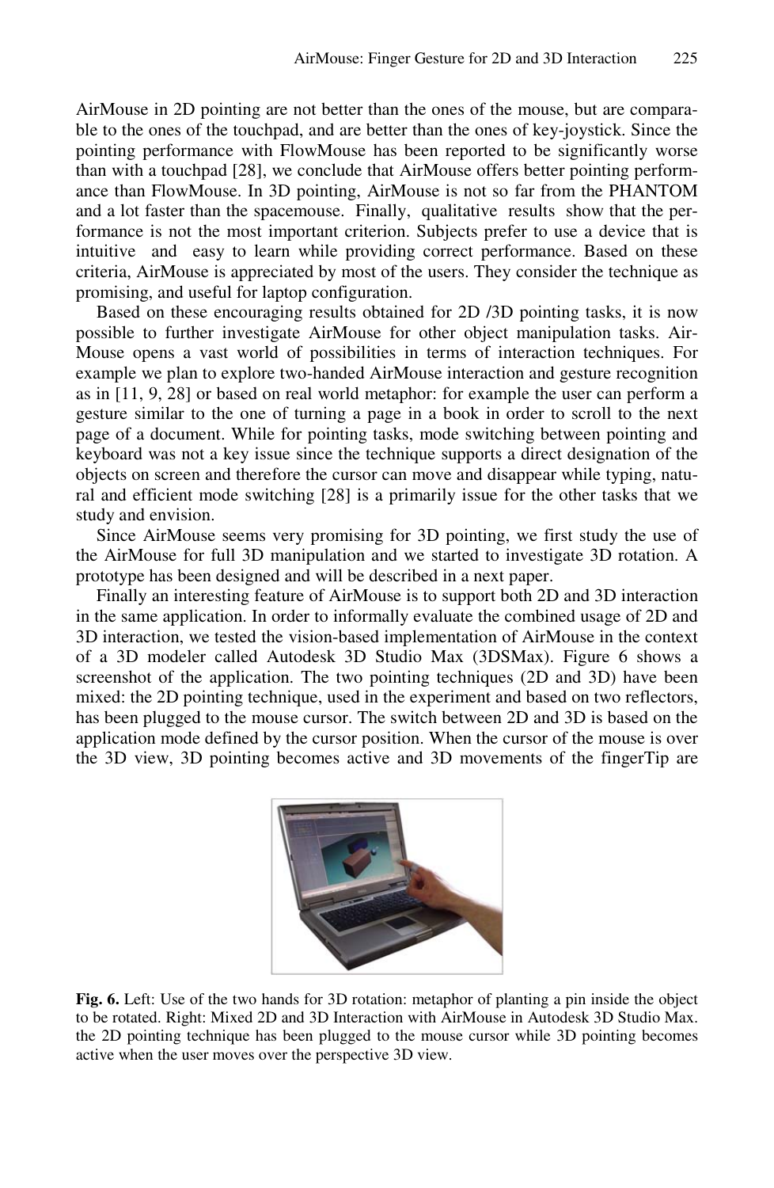AirMouse in 2D pointing are not better than the ones of the mouse, but are comparable to the ones of the touchpad, and are better than the ones of key-joystick. Since the pointing performance with FlowMouse has been reported to be significantly worse than with a touchpad [28], we conclude that AirMouse offers better pointing performance than FlowMouse. In 3D pointing, AirMouse is not so far from the PHANTOM and a lot faster than the spacemouse. Finally, qualitative results show that the performance is not the most important criterion. Subjects prefer to use a device that is intuitive and easy to learn while providing correct performance. Based on these criteria, AirMouse is appreciated by most of the users. They consider the technique as promising, and useful for laptop configuration.

Based on these encouraging results obtained for 2D /3D pointing tasks, it is now possible to further investigate AirMouse for other object manipulation tasks. AirMouse opens a vast world of possibilities in terms of interaction techniques. For example we plan to explore two-handed AirMouse interaction and gesture recognition as in [11, 9, 28] or based on real world metaphor: for example the user can perform a gesture similar to the one of turning a page in a book in order to scroll to the next page of a document. While for pointing tasks, mode switching between pointing and keyboard was not a key issue since the technique supports a direct designation of the objects on screen and therefore the cursor can move and disappear while typing, natural and efficient mode switching [28] is a primarily issue for the other tasks that we study and envision.

Since AirMouse seems very promising for 3D pointing, we first study the use of the AirMouse for full 3D manipulation and we started to investigate 3D rotation. A prototype has been designed and will be described in a next paper.

Finally an interesting feature of AirMouse is to support both 2D and 3D interaction in the same application. In order to informally evaluate the combined usage of 2D and 3D interaction, we tested the vision-based implementation of AirMouse in the context of a 3D modeler called Autodesk 3D Studio Max (3DSMax). Figure 6 shows a screenshot of the application. The two pointing techniques (2D and 3D) have been mixed: the 2D pointing technique, used in the experiment and based on two reflectors, has been plugged to the mouse cursor. The switch between 2D and 3D is based on the application mode defined by the cursor position. When the cursor of the mouse is over the 3D view, 3D pointing becomes active and 3D movements of the fingerTip are

**Fig. 6.** Left: Use of the two hands for 3D rotation: metaphor of planting a pin inside the object to be rotated. Right: Mixed 2D and 3D Interaction with AirMouse in Autodesk 3D Studio Max. the 2D pointing technique has been plugged to the mouse cursor while 3D pointing becomes active when the user moves over the perspective 3D view.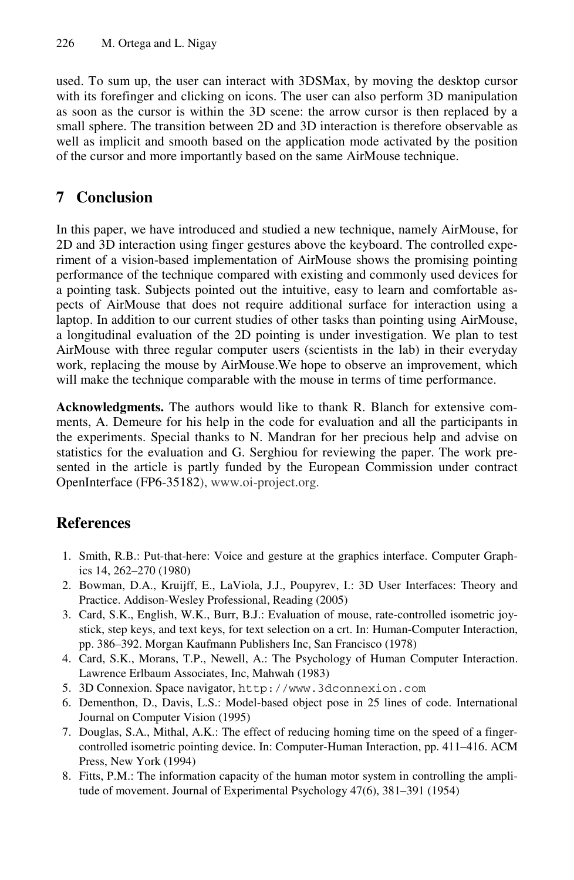used. To sum up, the user can interact with 3DSMax, by moving the desktop cursor with its forefinger and clicking on icons. The user can also perform 3D manipulation as soon as the cursor is within the 3D scene: the arrow cursor is then replaced by a small sphere. The transition between 2D and 3D interaction is therefore observable as well as implicit and smooth based on the application mode activated by the position of the cursor and more importantly based on the same AirMouse technique.

## 7 Conclusion

In this paper, we have introduced and studied a new technique, namely AirMouse, for 2D and 3D interaction using finger gestures above the keyboard. The controlled experiment of a vision-based implementation of AirMouse shows the promising pointing performance of the technique compared with existing and commonly used devices for a pointing task. Subjects pointed out the intuitive, easy to learn and comfortable aspects of AirMouse that does not require additional surface for interaction using a laptop. In addition to our current studies of other tasks than pointing using AirMouse, a longitudinal evaluation of the 2D pointing is under investigation. We plan to test AirMouse with three regular computer users (scientists in the lab) in their everyday work, replacing the mouse by AirMouse.We hope to observe an improvement, which will make the technique comparable with the mouse in terms of time performance.

**Acknowledgments.** The authors would like to thank R. Blanch for extensive comments, A. Demeure for his help in the code for evaluation and all the participants in the experiments. Special thanks to N. Mandran for her precious help and advise on statistics for the evaluation and G. Serghiou for reviewing the paper. The work presented in the article is partly funded by the European Commission under contract OpenInterface (FP6-35182), www.oi-project.org.

## References

1. Smith, R.B.: Put-that-here: Voice and gesture at the graphics interface. Computer Graphics 14, 262–270 (1980)
2. Bowman, D.A., Kruijff, E., LaViola, J.J., Poupyrev, I.: 3D User Interfaces: Theory and Practice. Addison-Wesley Professional, Reading (2005)
3. Card, S.K., English, W.K., Burr, B.J.: Evaluation of mouse, rate-controlled isometric joystick, step keys, and text keys, for text selection on a crt. In: Human-Computer Interaction, pp. 386–392. Morgan Kaufmann Publishers Inc, San Francisco (1978)
4. Card, S.K., Morans, T.P., Newell, A.: The Psychology of Human Computer Interaction. Lawrence Erlbaum Associates, Inc, Mahwah (1983)
5. 3D Connexion. Space navigator, http://www.3dconnexion.com
6. Dementhon, D., Davis, L.S.: Model-based object pose in 25 lines of code. International Journal on Computer Vision (1995)
7. Douglas, S.A., Mithal, A.K.: The effect of reducing homing time on the speed of a finger-controlled isometric pointing device. In: Computer-Human Interaction, pp. 411–416. ACM Press, New York (1994)
8. Fitts, P.M.: The information capacity of the human motor system in controlling the amplitude of movement. Journal of Experimental Psychology 47(6), 381–391 (1954)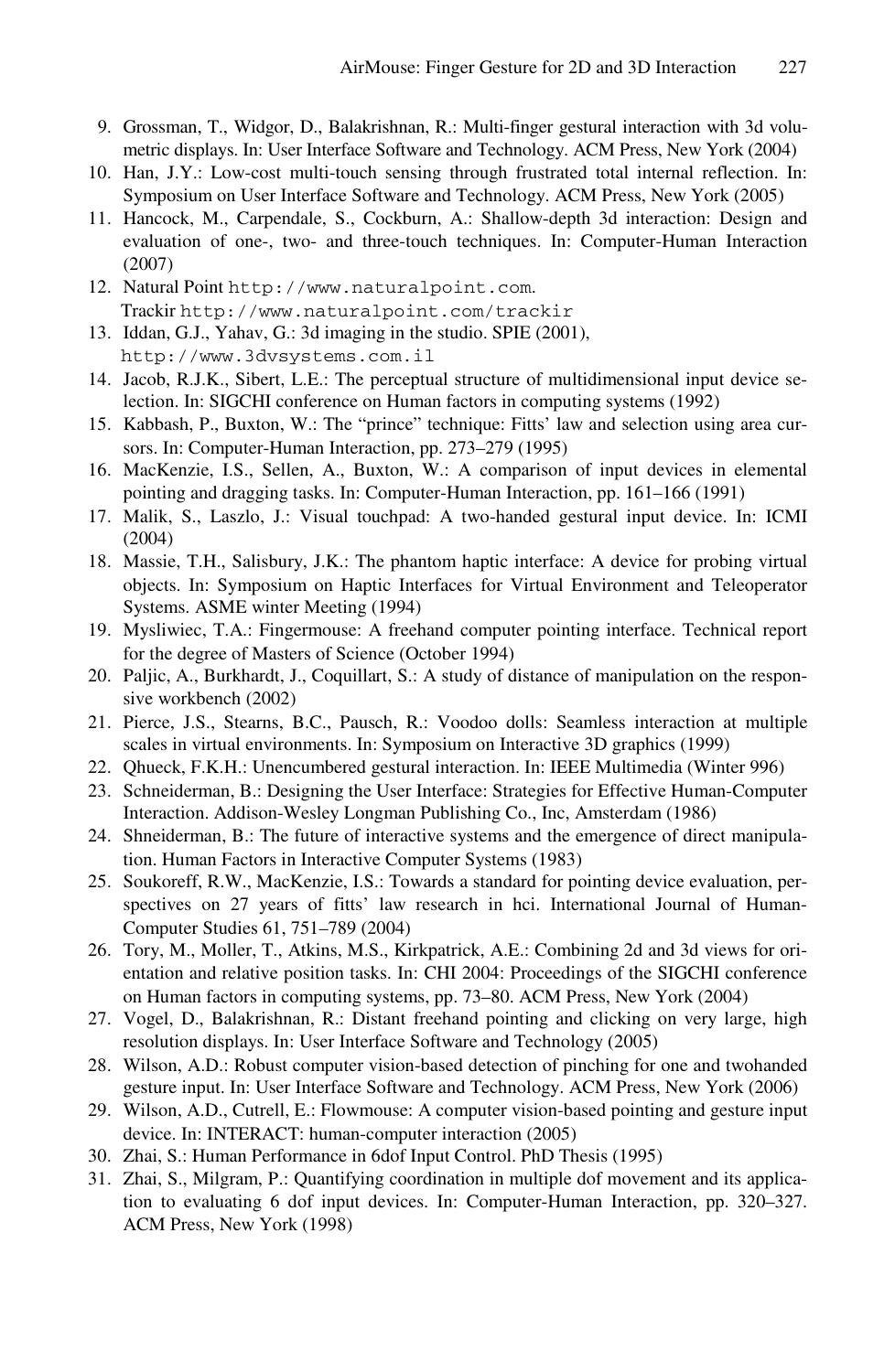9. Grossman, T., Widgor, D., Balakrishnan, R.: Multi-finger gestural interaction with 3d volumetric displays. In: User Interface Software and Technology. ACM Press, New York (2004)
10. Han, J.Y.: Low-cost multi-touch sensing through frustrated total internal reflection. In: Symposium on User Interface Software and Technology. ACM Press, New York (2005)
11. Hancock, M., Carpendale, S., Cockburn, A.: Shallow-depth 3d interaction: Design and evaluation of one-, two- and three-touch techniques. In: Computer-Human Interaction (2007)
12. Natural Point `http://www.naturalpoint.com`. Trackir `http://www.naturalpoint.com/trackir`
13. Iddan, G.J., Yahav, G.: 3d imaging in the studio. SPIE (2001), `http://www.3dvsystems.com.il`
14. Jacob, R.J.K., Sibert, L.E.: The perceptual structure of multidimensional input device selection. In: SIGCHI conference on Human factors in computing systems (1992)
15. Kabbash, P., Buxton, W.: The "prince" technique: Fitts' law and selection using area cursors. In: Computer-Human Interaction, pp. 273–279 (1995)
16. MacKenzie, I.S., Sellen, A., Buxton, W.: A comparison of input devices in elemental pointing and dragging tasks. In: Computer-Human Interaction, pp. 161–166 (1991)
17. Malik, S., Laszlo, J.: Visual touchpad: A two-handed gestural input device. In: ICMI (2004)
18. Massie, T.H., Salisbury, J.K.: The phantom haptic interface: A device for probing virtual objects. In: Symposium on Haptic Interfaces for Virtual Environment and Teleoperator Systems. ASME winter Meeting (1994)
19. Mysliwiec, T.A.: Fingermouse: A freehand computer pointing interface. Technical report for the degree of Masters of Science (October 1994)
20. Paljic, A., Burkhardt, J., Coquillart, S.: A study of distance of manipulation on the responsive workbench (2002)
21. Pierce, J.S., Stearns, B.C., Pausch, R.: Voodoo dolls: Seamless interaction at multiple scales in virtual environments. In: Symposium on Interactive 3D graphics (1999)
22. Qhueck, F.K.H.: Unencumbered gestural interaction. In: IEEE Multimedia (Winter 996)
23. Schneiderman, B.: Designing the User Interface: Strategies for Effective Human-Computer Interaction. Addison-Wesley Longman Publishing Co., Inc, Amsterdam (1986)
24. Shneiderman, B.: The future of interactive systems and the emergence of direct manipulation. Human Factors in Interactive Computer Systems (1983)
25. Soukoreff, R.W., MacKenzie, I.S.: Towards a standard for pointing device evaluation, perspectives on 27 years of fitts' law research in hci. International Journal of Human-Computer Studies 61, 751–789 (2004)
26. Tory, M., Moller, T., Atkins, M.S., Kirkpatrick, A.E.: Combining 2d and 3d views for orientation and relative position tasks. In: CHI 2004: Proceedings of the SIGCHI conference on Human factors in computing systems, pp. 73–80. ACM Press, New York (2004)
27. Vogel, D., Balakrishnan, R.: Distant freehand pointing and clicking on very large, high resolution displays. In: User Interface Software and Technology (2005)
28. Wilson, A.D.: Robust computer vision-based detection of pinching for one and twohanded gesture input. In: User Interface Software and Technology. ACM Press, New York (2006)
29. Wilson, A.D., Cutrell, E.: Flowmouse: A computer vision-based pointing and gesture input device. In: INTERACT: human-computer interaction (2005)
30. Zhai, S.: Human Performance in 6dof Input Control. PhD Thesis (1995)
31. Zhai, S., Milgram, P.: Quantifying coordination in multiple dof movement and its application to evaluating 6 dof input devices. In: Computer-Human Interaction, pp. 320–327. ACM Press, New York (1998)